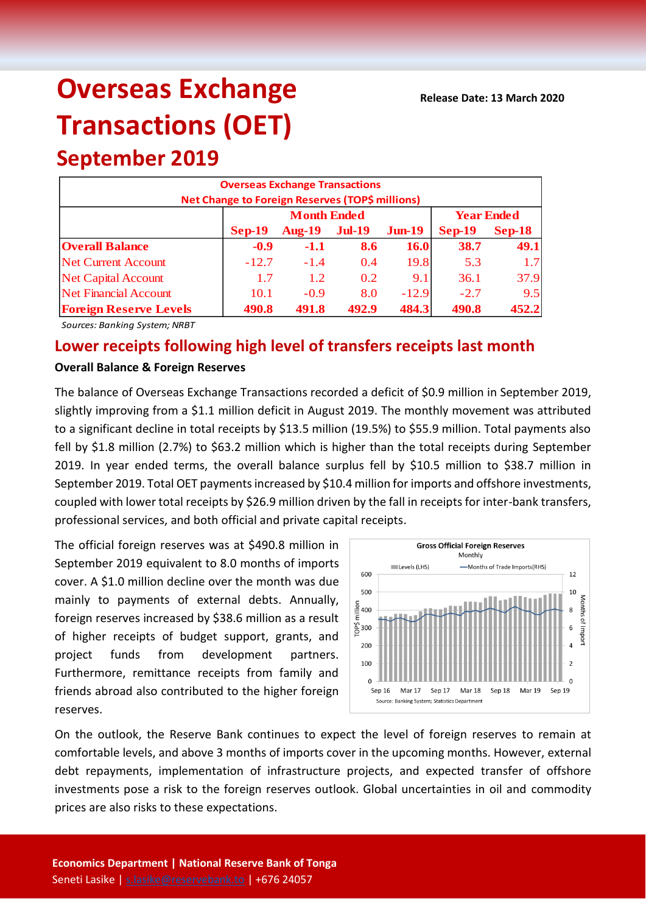# Overseas Exchange Transactions (OET)

Release Date: 13 March 2020

## September 2019

| Overseas Exchange Transactions<br>Net Change to Foreign Reserves (TOP$ millions) | | | | | | |
|---|---|---|---|---|---|---|
| | Month Ended | | | | Year Ended | |
| | Sep-19 | Aug-19 | Jul-19 | Jun-19 | Sep-19 | Sep-18 |
| **Overall Balance** | **-0.9** | **-1.1** | **8.6** | **16.0** | **38.7** | **49.1** |
| Net Current Account | -12.7 | -1.4 | 0.4 | 19.8 | 5.3 | 1.7 |
| Net Capital Account | 1.7 | 1.2 | 0.2 | 9.1 | 36.1 | 37.9 |
| Net Financial Account | 10.1 | -0.9 | 8.0 | -12.9 | -2.7 | 9.5 |
| **Foreign Reserve Levels** | **490.8** | **491.8** | **492.9** | **484.3** | **490.8** | **452.2** |

*Sources: Banking System; NRBT*

## Lower receipts following high level of transfers receipts last month

### Overall Balance & Foreign Reserves

The balance of Overseas Exchange Transactions recorded a deficit of $0.9 million in September 2019, slightly improving from a $1.1 million deficit in August 2019. The monthly movement was attributed to a significant decline in total receipts by $13.5 million (19.5%) to $55.9 million. Total payments also fell by $1.8 million (2.7%) to $63.2 million which is higher than the total receipts during September 2019. In year ended terms, the overall balance surplus fell by $10.5 million to $38.7 million in September 2019. Total OET payments increased by $10.4 million for imports and offshore investments, coupled with lower total receipts by $26.9 million driven by the fall in receipts for inter-bank transfers, professional services, and both official and private capital receipts.

The official foreign reserves was at $490.8 million in September 2019 equivalent to 8.0 months of imports cover. A $1.0 million decline over the month was due mainly to payments of external debts. Annually, foreign reserves increased by $38.6 million as a result of higher receipts of budget support, grants, and project funds from development partners. Furthermore, remittance receipts from family and friends abroad also contributed to the higher foreign reserves.

On the outlook, the Reserve Bank continues to expect the level of foreign reserves to remain at comfortable levels, and above 3 months of imports cover in the upcoming months. However, external debt repayments, implementation of infrastructure projects, and expected transfer of offshore investments pose a risk to the foreign reserves outlook. Global uncertainties in oil and commodity prices are also risks to these expectations.

**Economics Department | National Reserve Bank of Tonga**
Seneti Lasike | s.lasike@reservebank.to | +676 24057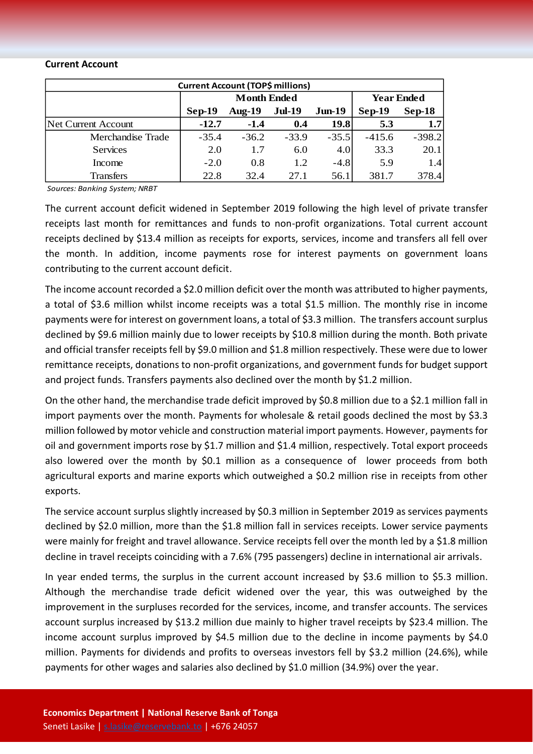**Current Account**

| Current Account (TOP$ millions) | | | | | | |
|---|---|---|---|---|---|---|
| | Month Ended | | | | Year Ended | |
| | **Sep-19** | **Aug-19** | **Jul-19** | **Jun-19** | **Sep-19** | **Sep-18** |
| Net Current Account | **-12.7** | **-1.4** | **0.4** | **19.8** | **5.3** | **1.7** |
| Merchandise Trade | -35.4 | -36.2 | -33.9 | -35.5 | -415.6 | -398.2 |
| Services | 2.0 | 1.7 | 6.0 | 4.0 | 33.3 | 20.1 |
| Income | -2.0 | 0.8 | 1.2 | -4.8 | 5.9 | 1.4 |
| Transfers | 22.8 | 32.4 | 27.1 | 56.1 | 381.7 | 378.4 |

*Sources: Banking System; NRBT*

The current account deficit widened in September 2019 following the high level of private transfer receipts last month for remittances and funds to non-profit organizations. Total current account receipts declined by $13.4 million as receipts for exports, services, income and transfers all fell over the month. In addition, income payments rose for interest payments on government loans contributing to the current account deficit.

The income account recorded a $2.0 million deficit over the month was attributed to higher payments, a total of $3.6 million whilst income receipts was a total $1.5 million. The monthly rise in income payments were for interest on government loans, a total of $3.3 million. The transfers account surplus declined by $9.6 million mainly due to lower receipts by $10.8 million during the month. Both private and official transfer receipts fell by $9.0 million and $1.8 million respectively. These were due to lower remittance receipts, donations to non-profit organizations, and government funds for budget support and project funds. Transfers payments also declined over the month by $1.2 million.

On the other hand, the merchandise trade deficit improved by $0.8 million due to a $2.1 million fall in import payments over the month. Payments for wholesale & retail goods declined the most by $3.3 million followed by motor vehicle and construction material import payments. However, payments for oil and government imports rose by $1.7 million and $1.4 million, respectively. Total export proceeds also lowered over the month by $0.1 million as a consequence of lower proceeds from both agricultural exports and marine exports which outweighed a $0.2 million rise in receipts from other exports.

The service account surplus slightly increased by $0.3 million in September 2019 as services payments declined by $2.0 million, more than the $1.8 million fall in services receipts. Lower service payments were mainly for freight and travel allowance. Service receipts fell over the month led by a $1.8 million decline in travel receipts coinciding with a 7.6% (795 passengers) decline in international air arrivals.

In year ended terms, the surplus in the current account increased by $3.6 million to $5.3 million. Although the merchandise trade deficit widened over the year, this was outweighed by the improvement in the surpluses recorded for the services, income, and transfer accounts. The services account surplus increased by $13.2 million due mainly to higher travel receipts by $23.4 million. The income account surplus improved by $4.5 million due to the decline in income payments by $4.0 million. Payments for dividends and profits to overseas investors fell by $3.2 million (24.6%), while payments for other wages and salaries also declined by $1.0 million (34.9%) over the year.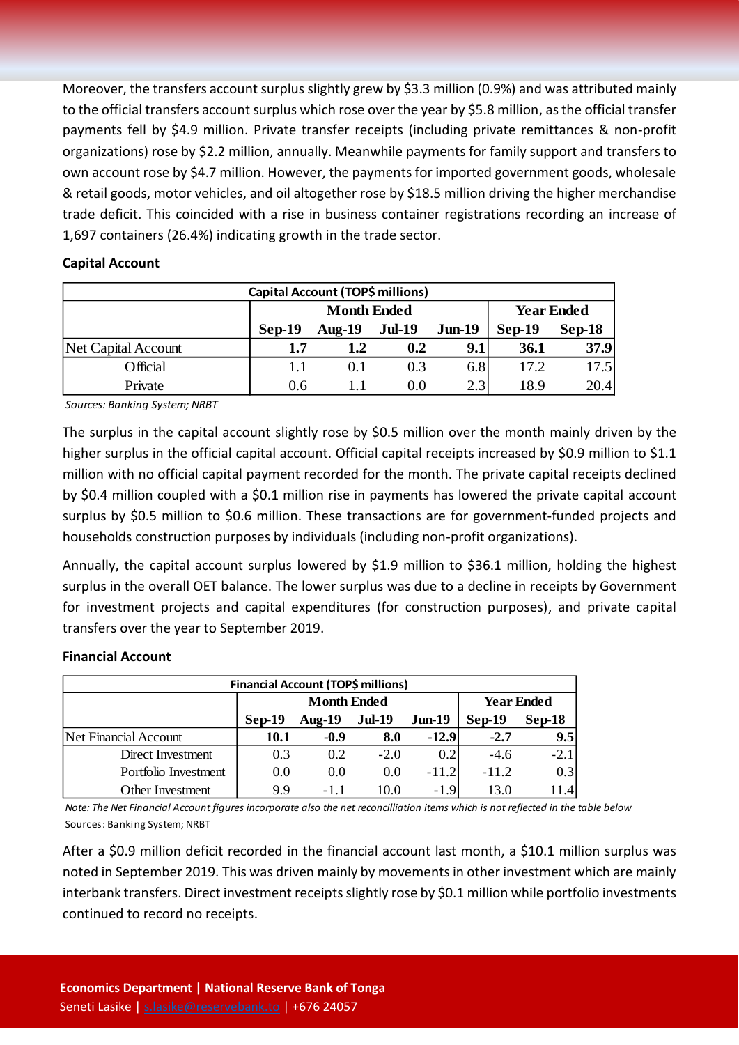Moreover, the transfers account surplus slightly grew by $3.3 million (0.9%) and was attributed mainly to the official transfers account surplus which rose over the year by $5.8 million, as the official transfer payments fell by $4.9 million. Private transfer receipts (including private remittances & non-profit organizations) rose by $2.2 million, annually. Meanwhile payments for family support and transfers to own account rose by $4.7 million. However, the payments for imported government goods, wholesale & retail goods, motor vehicles, and oil altogether rose by $18.5 million driving the higher merchandise trade deficit. This coincided with a rise in business container registrations recording an increase of 1,697 containers (26.4%) indicating growth in the trade sector.

### Capital Account

| Capital Account (TOP$ millions) | | | | | | |
|---|---|---|---|---|---|---|
| | Month Ended | | | | Year Ended | |
| | Sep-19 | Aug-19 | Jul-19 | Jun-19 | Sep-19 | Sep-18 |
| **Net Capital Account** | **1.7** | **1.2** | **0.2** | **9.1** | **36.1** | **37.9** |
| Official | 1.1 | 0.1 | 0.3 | 6.8 | 17.2 | 17.5 |
| Private | 0.6 | 1.1 | 0.0 | 2.3 | 18.9 | 20.4 |

*Sources: Banking System; NRBT*

The surplus in the capital account slightly rose by $0.5 million over the month mainly driven by the higher surplus in the official capital account. Official capital receipts increased by $0.9 million to $1.1 million with no official capital payment recorded for the month. The private capital receipts declined by $0.4 million coupled with a $0.1 million rise in payments has lowered the private capital account surplus by $0.5 million to $0.6 million. These transactions are for government-funded projects and households construction purposes by individuals (including non-profit organizations).

Annually, the capital account surplus lowered by $1.9 million to $36.1 million, holding the highest surplus in the overall OET balance. The lower surplus was due to a decline in receipts by Government for investment projects and capital expenditures (for construction purposes), and private capital transfers over the year to September 2019.

### Financial Account

| Financial Account (TOP$ millions) | | | | | | |
|---|---|---|---|---|---|---|
| | Month Ended | | | | Year Ended | |
| | Sep-19 | Aug-19 | Jul-19 | Jun-19 | Sep-19 | Sep-18 |
| **Net Financial Account** | **10.1** | **-0.9** | **8.0** | **-12.9** | **-2.7** | **9.5** |
| Direct Investment | 0.3 | 0.2 | -2.0 | 0.2 | -4.6 | -2.1 |
| Portfolio Investment | 0.0 | 0.0 | 0.0 | -11.2 | -11.2 | 0.3 |
| Other Investment | 9.9 | -1.1 | 10.0 | -1.9 | 13.0 | 11.4 |

*Note: The Net Financial Account figures incorporate also the net reconcilliation items which is not reflected in the table below*

Sources: Banking System; NRBT

After a $0.9 million deficit recorded in the financial account last month, a $10.1 million surplus was noted in September 2019. This was driven mainly by movements in other investment which are mainly interbank transfers. Direct investment receipts slightly rose by $0.1 million while portfolio investments continued to record no receipts.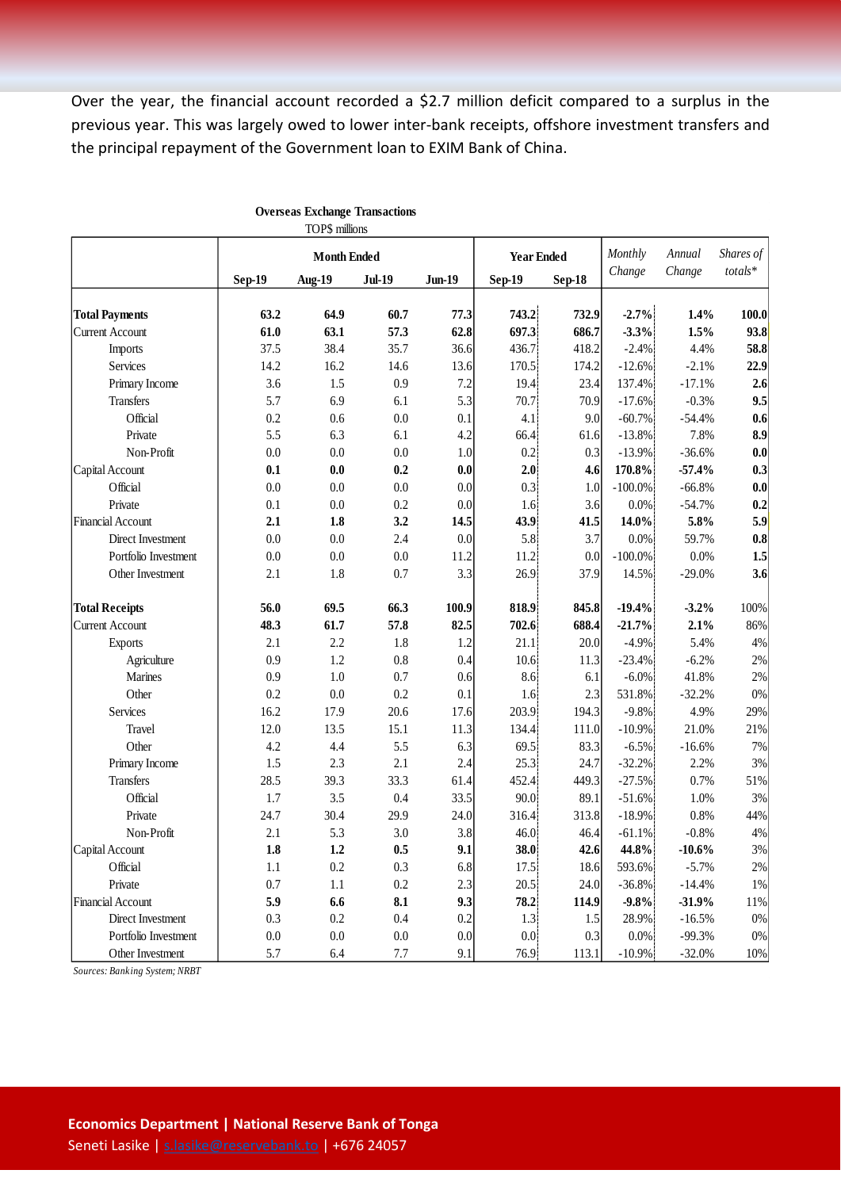Over the year, the financial account recorded a $2.7 million deficit compared to a surplus in the previous year. This was largely owed to lower inter-bank receipts, offshore investment transfers and the principal repayment of the Government loan to EXIM Bank of China.

**Overseas Exchange Transactions**

TOP$ millions

| | Month Ended | | | | Year Ended | | Monthly Change | Annual Change | Shares of totals* |
|---|---|---|---|---|---|---|---|---|---|
| | Sep-19 | Aug-19 | Jul-19 | Jun-19 | Sep-19 | Sep-18 | | | |
| **Total Payments** | **63.2** | **64.9** | **60.7** | **77.3** | **743.2** | **732.9** | **-2.7%** | **1.4%** | **100.0** |
| Current Account | **61.0** | **63.1** | **57.3** | **62.8** | **697.3** | **686.7** | **-3.3%** | **1.5%** | **93.8** |
| Imports | 37.5 | 38.4 | 35.7 | 36.6 | 436.7 | 418.2 | -2.4% | 4.4% | **58.8** |
| Services | 14.2 | 16.2 | 14.6 | 13.6 | 170.5 | 174.2 | -12.6% | -2.1% | **22.9** |
| Primary Income | 3.6 | 1.5 | 0.9 | 7.2 | 19.4 | 23.4 | 137.4% | -17.1% | **2.6** |
| Transfers | 5.7 | 6.9 | 6.1 | 5.3 | 70.7 | 70.9 | -17.6% | -0.3% | **9.5** |
| Official | 0.2 | 0.6 | 0.0 | 0.1 | 4.1 | 9.0 | -60.7% | -54.4% | **0.6** |
| Private | 5.5 | 6.3 | 6.1 | 4.2 | 66.4 | 61.6 | -13.8% | 7.8% | **8.9** |
| Non-Profit | 0.0 | 0.0 | 0.0 | 1.0 | 0.2 | 0.3 | -13.9% | -36.6% | **0.0** |
| Capital Account | **0.1** | **0.0** | **0.2** | **0.0** | **2.0** | **4.6** | **170.8%** | **-57.4%** | **0.3** |
| Official | 0.0 | 0.0 | 0.0 | 0.0 | 0.3 | 1.0 | -100.0% | -66.8% | **0.0** |
| Private | 0.1 | 0.0 | 0.2 | 0.0 | 1.6 | 3.6 | 0.0% | -54.7% | **0.2** |
| Financial Account | **2.1** | **1.8** | **3.2** | **14.5** | **43.9** | **41.5** | **14.0%** | **5.8%** | **5.9** |
| Direct Investment | 0.0 | 0.0 | 2.4 | 0.0 | 5.8 | 3.7 | 0.0% | 59.7% | **0.8** |
| Portfolio Investment | 0.0 | 0.0 | 0.0 | 11.2 | 11.2 | 0.0 | -100.0% | 0.0% | **1.5** |
| Other Investment | 2.1 | 1.8 | 0.7 | 3.3 | 26.9 | 37.9 | 14.5% | -29.0% | **3.6** |
| **Total Receipts** | **56.0** | **69.5** | **66.3** | **100.9** | **818.9** | **845.8** | **-19.4%** | **-3.2%** | 100% |
| Current Account | **48.3** | **61.7** | **57.8** | **82.5** | **702.6** | **688.4** | **-21.7%** | **2.1%** | 86% |
| Exports | 2.1 | 2.2 | 1.8 | 1.2 | 21.1 | 20.0 | -4.9% | 5.4% | 4% |
| Agriculture | 0.9 | 1.2 | 0.8 | 0.4 | 10.6 | 11.3 | -23.4% | -6.2% | 2% |
| Marines | 0.9 | 1.0 | 0.7 | 0.6 | 8.6 | 6.1 | -6.0% | 41.8% | 2% |
| Other | 0.2 | 0.0 | 0.2 | 0.1 | 1.6 | 2.3 | 531.8% | -32.2% | 0% |
| Services | 16.2 | 17.9 | 20.6 | 17.6 | 203.9 | 194.3 | -9.8% | 4.9% | 29% |
| Travel | 12.0 | 13.5 | 15.1 | 11.3 | 134.4 | 111.0 | -10.9% | 21.0% | 21% |
| Other | 4.2 | 4.4 | 5.5 | 6.3 | 69.5 | 83.3 | -6.5% | -16.6% | 7% |
| Primary Income | 1.5 | 2.3 | 2.1 | 2.4 | 25.3 | 24.7 | -32.2% | 2.2% | 3% |
| Transfers | 28.5 | 39.3 | 33.3 | 61.4 | 452.4 | 449.3 | -27.5% | 0.7% | 51% |
| Official | 1.7 | 3.5 | 0.4 | 33.5 | 90.0 | 89.1 | -51.6% | 1.0% | 3% |
| Private | 24.7 | 30.4 | 29.9 | 24.0 | 316.4 | 313.8 | -18.9% | 0.8% | 44% |
| Non-Profit | 2.1 | 5.3 | 3.0 | 3.8 | 46.0 | 46.4 | -61.1% | -0.8% | 4% |
| Capital Account | **1.8** | **1.2** | **0.5** | **9.1** | **38.0** | **42.6** | **44.8%** | **-10.6%** | 3% |
| Official | 1.1 | 0.2 | 0.3 | 6.8 | 17.5 | 18.6 | 593.6% | -5.7% | 2% |
| Private | 0.7 | 1.1 | 0.2 | 2.3 | 20.5 | 24.0 | -36.8% | -14.4% | 1% |
| Financial Account | **5.9** | **6.6** | **8.1** | **9.3** | **78.2** | **114.9** | **-9.8%** | **-31.9%** | 11% |
| Direct Investment | 0.3 | 0.2 | 0.4 | 0.2 | 1.3 | 1.5 | 28.9% | -16.5% | 0% |
| Portfolio Investment | 0.0 | 0.0 | 0.0 | 0.0 | 0.0 | 0.3 | 0.0% | -99.3% | 0% |
| Other Investment | 5.7 | 6.4 | 7.7 | 9.1 | 76.9 | 113.1 | -10.9% | -32.0% | 10% |

*Sources: Banking System; NRBT*

**Economics Department | National Reserve Bank of Tonga**

Seneti Lasike | s.lasike@reservebank.to | +676 24057